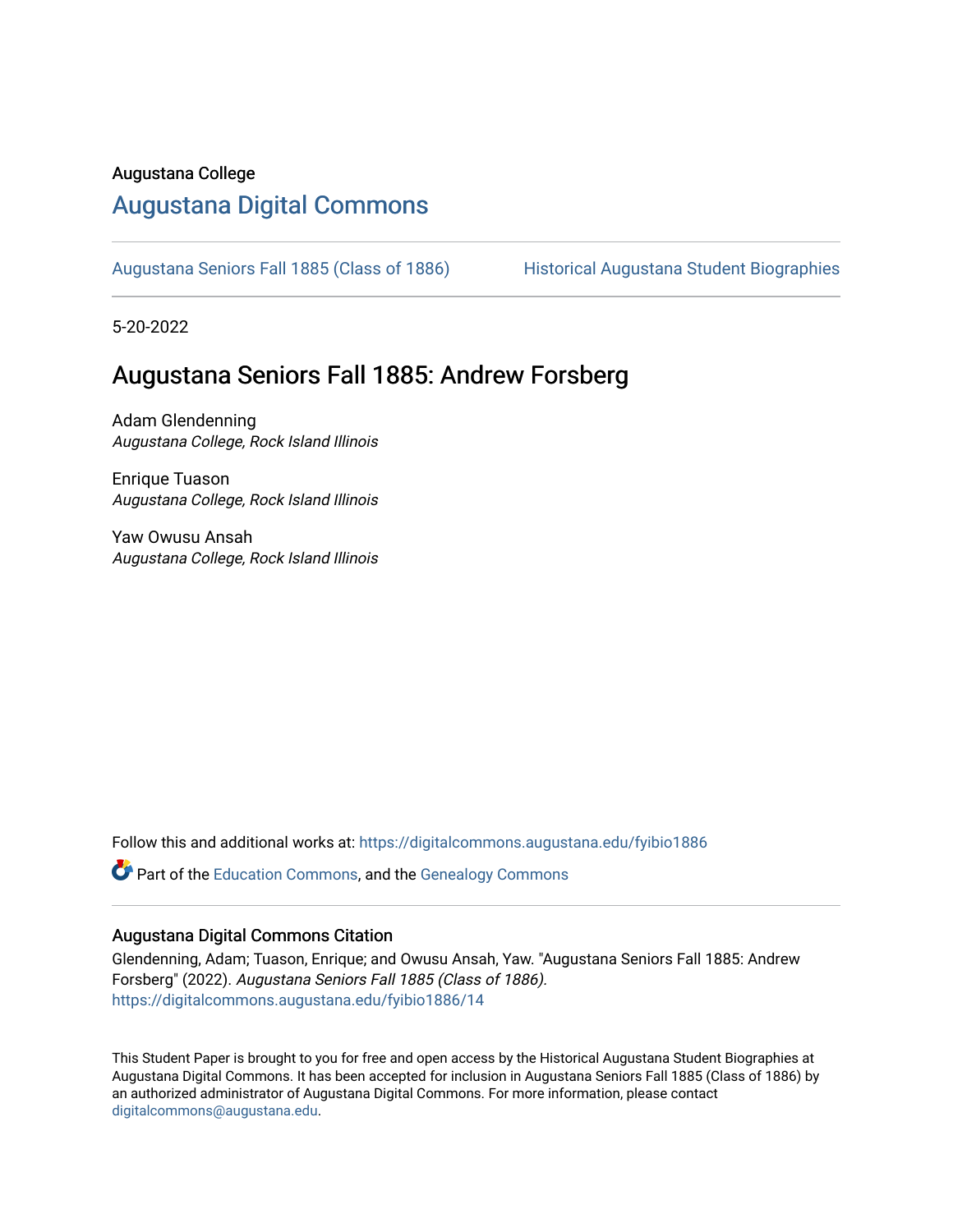Augustana College

# Augustana Digital Commons

Augustana Seniors Fall 1885 (Class of 1886) | Historical Augustana Student Biographies

5-20-2022

## Augustana Seniors Fall 1885: Andrew Forsberg

Adam Glendenning
*Augustana College, Rock Island Illinois*

Enrique Tuason
*Augustana College, Rock Island Illinois*

Yaw Owusu Ansah
*Augustana College, Rock Island Illinois*

Follow this and additional works at: https://digitalcommons.augustana.edu/fyibio1886

Part of the Education Commons, and the Genealogy Commons

### Augustana Digital Commons Citation

Glendenning, Adam; Tuason, Enrique; and Owusu Ansah, Yaw. "Augustana Seniors Fall 1885: Andrew Forsberg" (2022). *Augustana Seniors Fall 1885 (Class of 1886).*
https://digitalcommons.augustana.edu/fyibio1886/14

This Student Paper is brought to you for free and open access by the Historical Augustana Student Biographies at Augustana Digital Commons. It has been accepted for inclusion in Augustana Seniors Fall 1885 (Class of 1886) by an authorized administrator of Augustana Digital Commons. For more information, please contact digitalcommons@augustana.edu.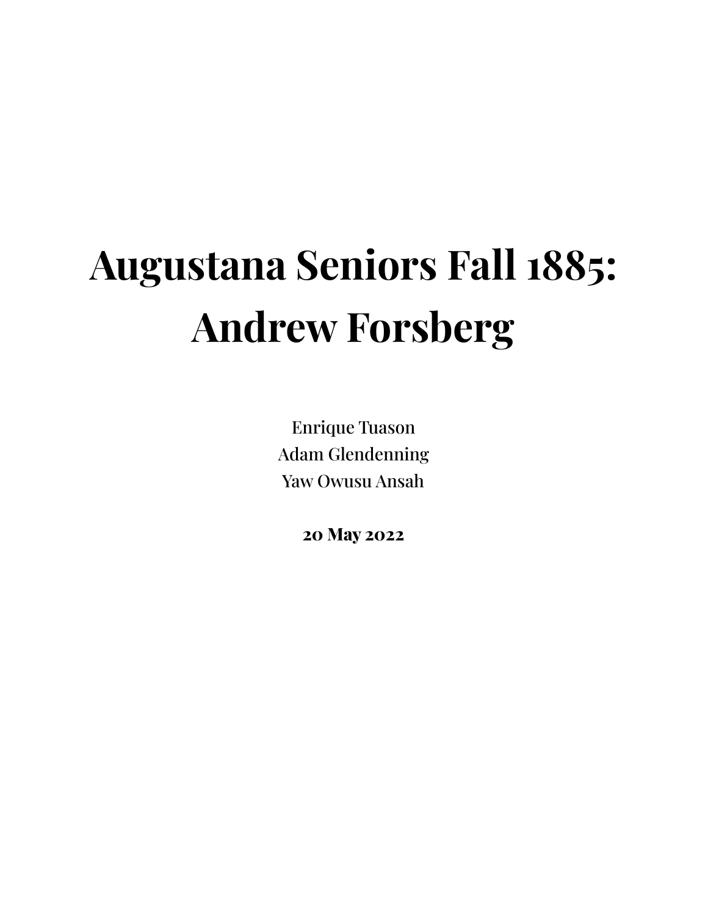# Augustana Seniors Fall 1885: Andrew Forsberg

Enrique Tuason
Adam Glendenning
Yaw Owusu Ansah

**20 May 2022**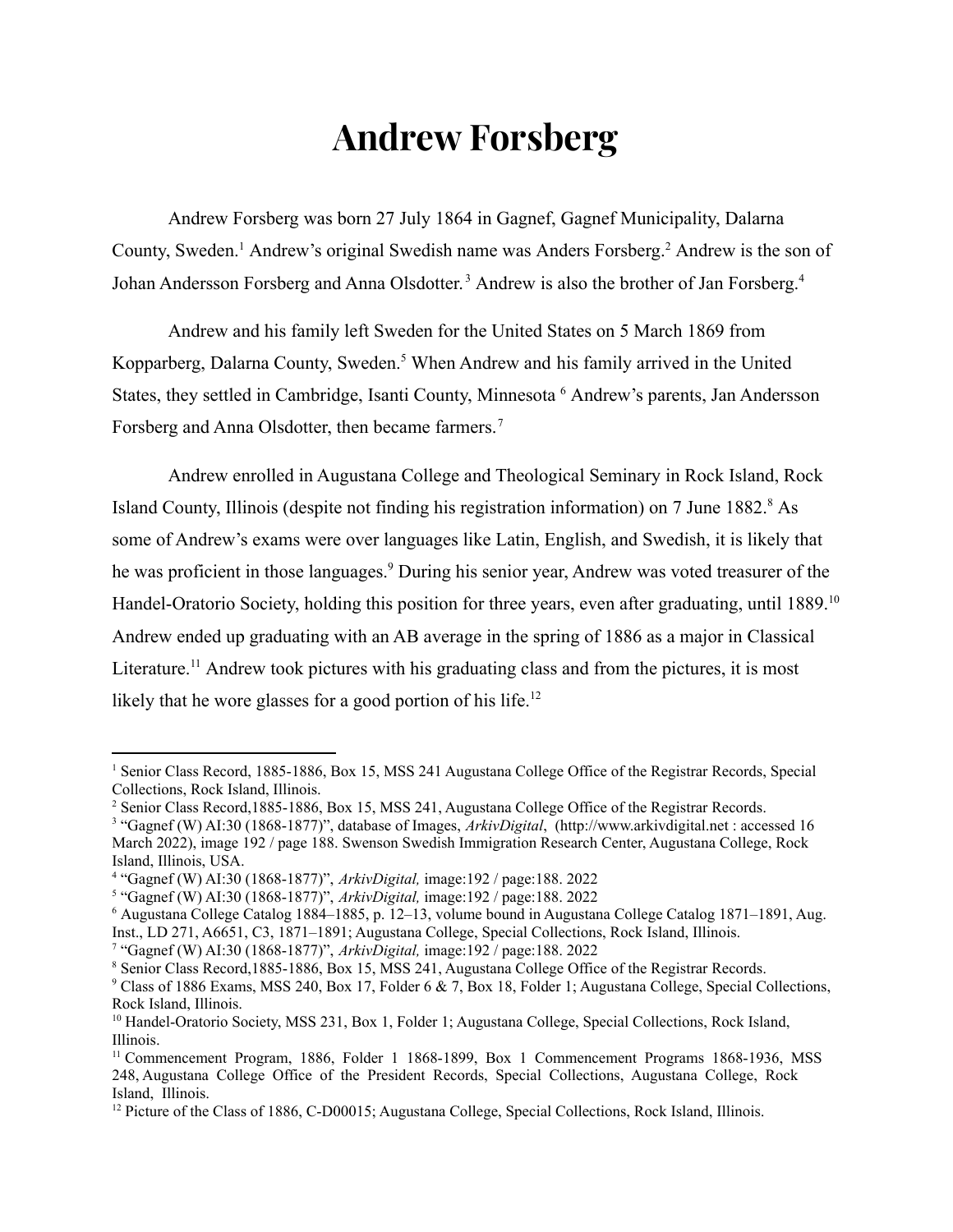# Andrew Forsberg

Andrew Forsberg was born 27 July 1864 in Gagnef, Gagnef Municipality, Dalarna County, Sweden.[1] Andrew's original Swedish name was Anders Forsberg.[2] Andrew is the son of Johan Andersson Forsberg and Anna Olsdotter.[3] Andrew is also the brother of Jan Forsberg.[4]

Andrew and his family left Sweden for the United States on 5 March 1869 from Kopparberg, Dalarna County, Sweden.[5] When Andrew and his family arrived in the United States, they settled in Cambridge, Isanti County, Minnesota [6] Andrew's parents, Jan Andersson Forsberg and Anna Olsdotter, then became farmers.[7]

Andrew enrolled in Augustana College and Theological Seminary in Rock Island, Rock Island County, Illinois (despite not finding his registration information) on 7 June 1882.[8] As some of Andrew's exams were over languages like Latin, English, and Swedish, it is likely that he was proficient in those languages.[9] During his senior year, Andrew was voted treasurer of the Handel-Oratorio Society, holding this position for three years, even after graduating, until 1889.[10] Andrew ended up graduating with an AB average in the spring of 1886 as a major in Classical Literature.[11] Andrew took pictures with his graduating class and from the pictures, it is most likely that he wore glasses for a good portion of his life.[12]

---

[1] Senior Class Record, 1885-1886, Box 15, MSS 241 Augustana College Office of the Registrar Records, Special Collections, Rock Island, Illinois.

[2] Senior Class Record,1885-1886, Box 15, MSS 241, Augustana College Office of the Registrar Records.

[3] "Gagnef (W) AI:30 (1868-1877)", database of Images, *ArkivDigital*, (http://www.arkivdigital.net : accessed 16 March 2022), image 192 / page 188. Swenson Swedish Immigration Research Center, Augustana College, Rock Island, Illinois, USA.

[4] "Gagnef (W) AI:30 (1868-1877)", *ArkivDigital,* image:192 / page:188. 2022

[5] "Gagnef (W) AI:30 (1868-1877)", *ArkivDigital,* image:192 / page:188. 2022

[6] Augustana College Catalog 1884–1885, p. 12–13, volume bound in Augustana College Catalog 1871–1891, Aug. Inst., LD 271, A6651, C3, 1871–1891; Augustana College, Special Collections, Rock Island, Illinois.

[7] "Gagnef (W) AI:30 (1868-1877)", *ArkivDigital,* image:192 / page:188. 2022

[8] Senior Class Record,1885-1886, Box 15, MSS 241, Augustana College Office of the Registrar Records.

[9] Class of 1886 Exams, MSS 240, Box 17, Folder 6 & 7, Box 18, Folder 1; Augustana College, Special Collections, Rock Island, Illinois.

[10] Handel-Oratorio Society, MSS 231, Box 1, Folder 1; Augustana College, Special Collections, Rock Island, Illinois.

[11] Commencement Program, 1886, Folder 1 1868-1899, Box 1 Commencement Programs 1868-1936, MSS 248, Augustana College Office of the President Records, Special Collections, Augustana College, Rock Island, Illinois.

[12] Picture of the Class of 1886, C-D00015; Augustana College, Special Collections, Rock Island, Illinois.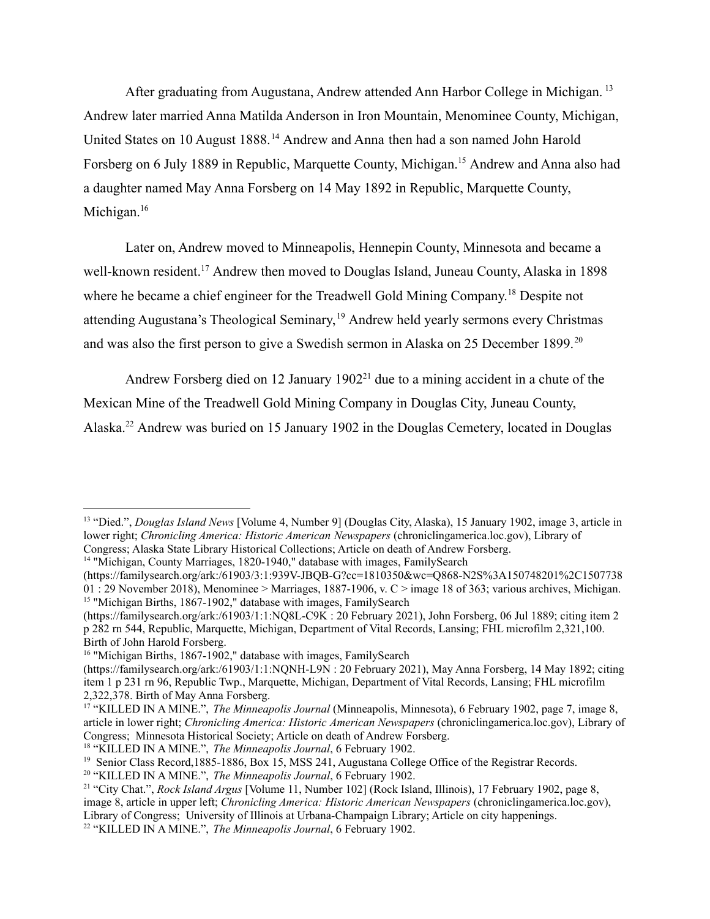After graduating from Augustana, Andrew attended Ann Harbor College in Michigan. [13] Andrew later married Anna Matilda Anderson in Iron Mountain, Menominee County, Michigan, United States on 10 August 1888.[14] Andrew and Anna then had a son named John Harold Forsberg on 6 July 1889 in Republic, Marquette County, Michigan.[15] Andrew and Anna also had a daughter named May Anna Forsberg on 14 May 1892 in Republic, Marquette County, Michigan.[16]

Later on, Andrew moved to Minneapolis, Hennepin County, Minnesota and became a well-known resident.[17] Andrew then moved to Douglas Island, Juneau County, Alaska in 1898 where he became a chief engineer for the Treadwell Gold Mining Company.[18] Despite not attending Augustana's Theological Seminary,[19] Andrew held yearly sermons every Christmas and was also the first person to give a Swedish sermon in Alaska on 25 December 1899.[20]

Andrew Forsberg died on 12 January 1902[21] due to a mining accident in a chute of the Mexican Mine of the Treadwell Gold Mining Company in Douglas City, Juneau County, Alaska.[22] Andrew was buried on 15 January 1902 in the Douglas Cemetery, located in Douglas

---

[13] "Died.", *Douglas Island News* [Volume 4, Number 9] (Douglas City, Alaska), 15 January 1902, image 3, article in lower right; *Chronicling America: Historic American Newspapers* (chroniclingamerica.loc.gov), Library of Congress; Alaska State Library Historical Collections; Article on death of Andrew Forsberg.

[14] "Michigan, County Marriages, 1820-1940," database with images, FamilySearch (https://familysearch.org/ark:/61903/3:1:939V-JBQB-G?cc=1810350&wc=Q868-N2S%3A150748201%2C150773801 : 29 November 2018), Menominee > Marriages, 1887-1906, v. C > image 18 of 363; various archives, Michigan.

[15] "Michigan Births, 1867-1902," database with images, FamilySearch (https://familysearch.org/ark:/61903/1:1:NQ8L-C9K : 20 February 2021), John Forsberg, 06 Jul 1889; citing item 2 p 282 rn 544, Republic, Marquette, Michigan, Department of Vital Records, Lansing; FHL microfilm 2,321,100. Birth of John Harold Forsberg.

[16] "Michigan Births, 1867-1902," database with images, FamilySearch (https://familysearch.org/ark:/61903/1:1:NQNH-L9N : 20 February 2021), May Anna Forsberg, 14 May 1892; citing item 1 p 231 rn 96, Republic Twp., Marquette, Michigan, Department of Vital Records, Lansing; FHL microfilm 2,322,378. Birth of May Anna Forsberg.

[17] "KILLED IN A MINE.", *The Minneapolis Journal* (Minneapolis, Minnesota), 6 February 1902, page 7, image 8, article in lower right; *Chronicling America: Historic American Newspapers* (chroniclingamerica.loc.gov), Library of Congress; Minnesota Historical Society; Article on death of Andrew Forsberg.

[18] "KILLED IN A MINE.", *The Minneapolis Journal*, 6 February 1902.

[19] Senior Class Record,1885-1886, Box 15, MSS 241, Augustana College Office of the Registrar Records.

[20] "KILLED IN A MINE.", *The Minneapolis Journal*, 6 February 1902.

[21] "City Chat.", *Rock Island Argus* [Volume 11, Number 102] (Rock Island, Illinois), 17 February 1902, page 8, image 8, article in upper left; *Chronicling America: Historic American Newspapers* (chroniclingamerica.loc.gov), Library of Congress; University of Illinois at Urbana-Champaign Library; Article on city happenings.

[22] "KILLED IN A MINE.", *The Minneapolis Journal*, 6 February 1902.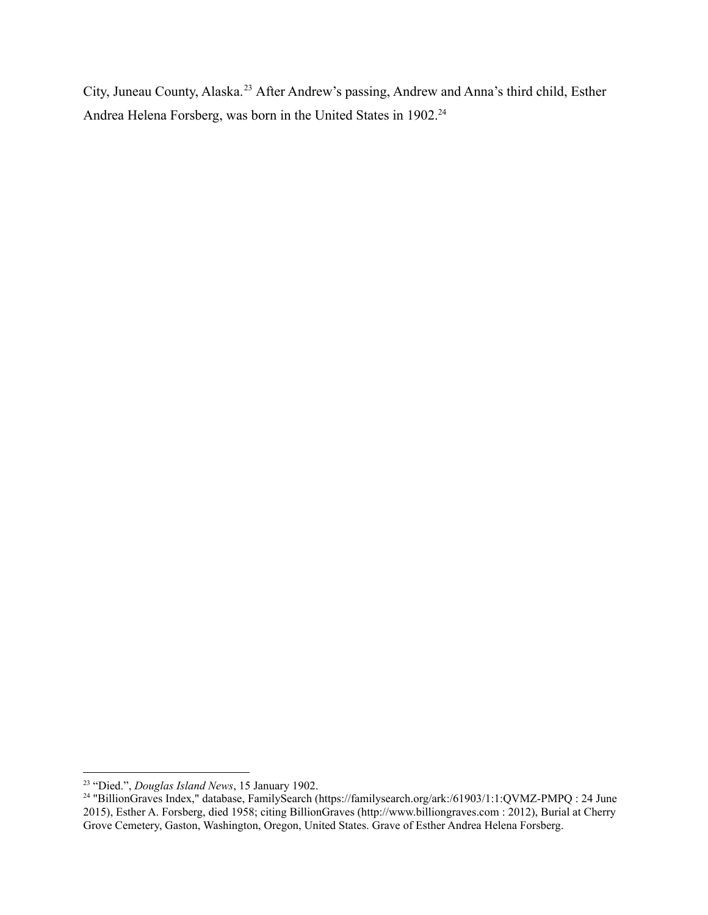City, Juneau County, Alaska.[23] After Andrew's passing, Andrew and Anna's third child, Esther Andrea Helena Forsberg, was born in the United States in 1902.[24]

---

[23] "Died.", *Douglas Island News*, 15 January 1902.

[24] "BillionGraves Index," database, FamilySearch (https://familysearch.org/ark:/61903/1:1:QVMZ-PMPQ : 24 June 2015), Esther A. Forsberg, died 1958; citing BillionGraves (http://www.billiongraves.com : 2012), Burial at Cherry Grove Cemetery, Gaston, Washington, Oregon, United States. Grave of Esther Andrea Helena Forsberg.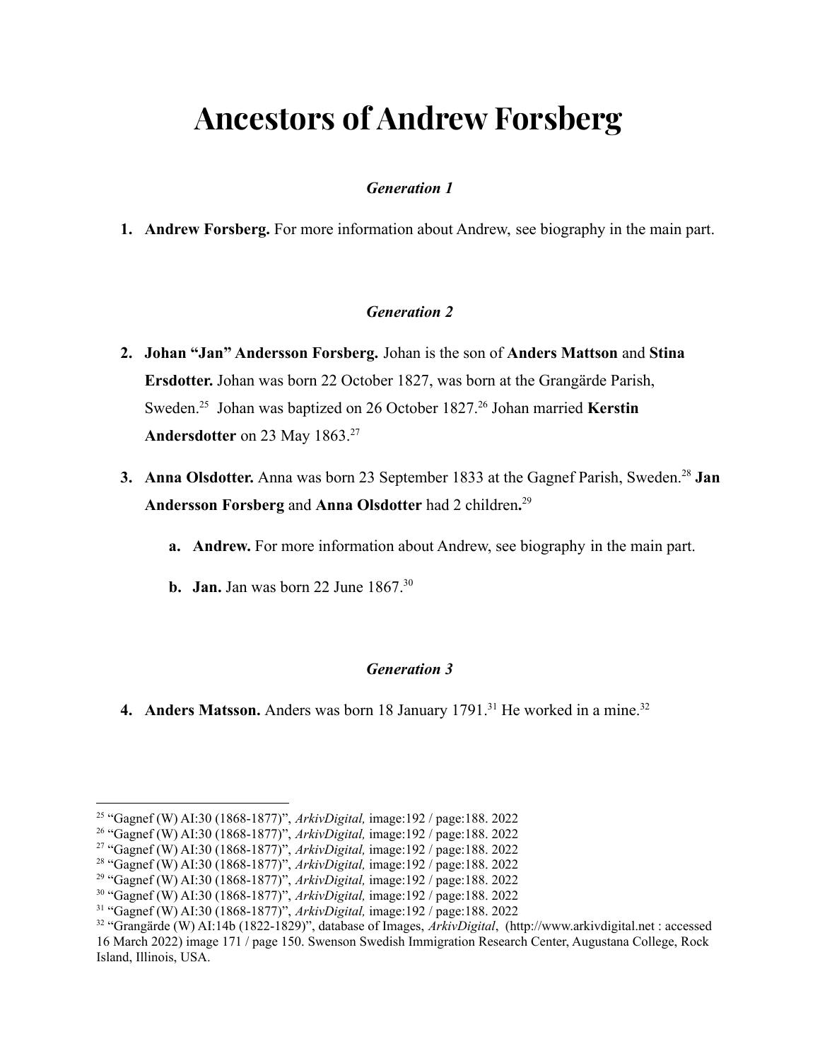# Ancestors of Andrew Forsberg

*Generation 1*

1. **Andrew Forsberg.** For more information about Andrew, see biography in the main part.

*Generation 2*

2. **Johan "Jan" Andersson Forsberg.** Johan is the son of **Anders Mattson** and **Stina Ersdotter.** Johan was born 22 October 1827, was born at the Grangärde Parish, Sweden.[25] Johan was baptized on 26 October 1827.[26] Johan married **Kerstin Andersdotter** on 23 May 1863.[27]

3. **Anna Olsdotter.** Anna was born 23 September 1833 at the Gagnef Parish, Sweden.[28] **Jan Andersson Forsberg** and **Anna Olsdotter** had 2 children**.**[29]

   a. **Andrew.** For more information about Andrew, see biography in the main part.

   b. **Jan.** Jan was born 22 June 1867.[30]

*Generation 3*

4. **Anders Matsson.** Anders was born 18 January 1791.[31] He worked in a mine.[32]

---

[25] "Gagnef (W) AI:30 (1868-1877)", *ArkivDigital,* image:192 / page:188. 2022

[26] "Gagnef (W) AI:30 (1868-1877)", *ArkivDigital,* image:192 / page:188. 2022

[27] "Gagnef (W) AI:30 (1868-1877)", *ArkivDigital,* image:192 / page:188. 2022

[28] "Gagnef (W) AI:30 (1868-1877)", *ArkivDigital,* image:192 / page:188. 2022

[29] "Gagnef (W) AI:30 (1868-1877)", *ArkivDigital,* image:192 / page:188. 2022

[30] "Gagnef (W) AI:30 (1868-1877)", *ArkivDigital,* image:192 / page:188. 2022

[31] "Gagnef (W) AI:30 (1868-1877)", *ArkivDigital,* image:192 / page:188. 2022

[32] "Grangärde (W) AI:14b (1822-1829)", database of Images, *ArkivDigital*, (http://www.arkivdigital.net : accessed 16 March 2022) image 171 / page 150. Swenson Swedish Immigration Research Center, Augustana College, Rock Island, Illinois, USA.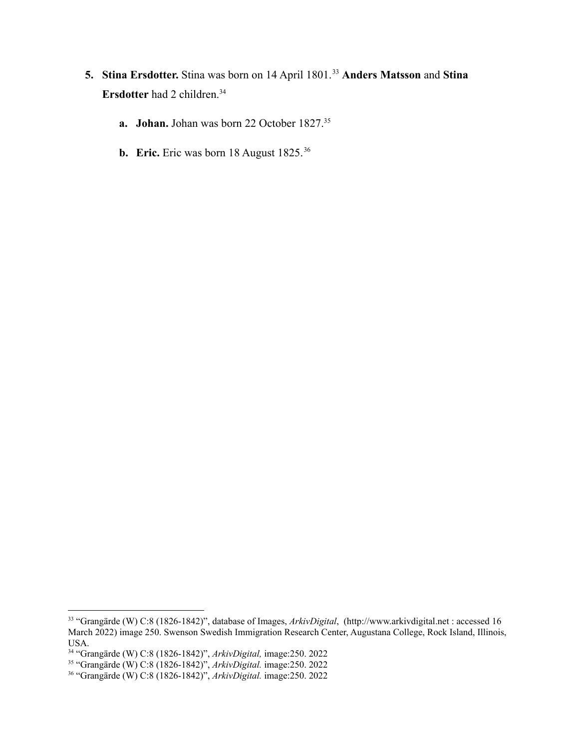5. **Stina Ersdotter.** Stina was born on 14 April 1801.[33] **Anders Matsson** and **Stina Ersdotter** had 2 children.[34]

    a. **Johan.** Johan was born 22 October 1827.[35]

    b. **Eric.** Eric was born 18 August 1825.[36]

---

[33] "Grangärde (W) C:8 (1826-1842)", database of Images, *ArkivDigital*, (http://www.arkivdigital.net : accessed 16 March 2022) image 250. Swenson Swedish Immigration Research Center, Augustana College, Rock Island, Illinois, USA.

[34] "Grangärde (W) C:8 (1826-1842)", *ArkivDigital,* image:250. 2022

[35] "Grangärde (W) C:8 (1826-1842)", *ArkivDigital.* image:250. 2022

[36] "Grangärde (W) C:8 (1826-1842)", *ArkivDigital.* image:250. 2022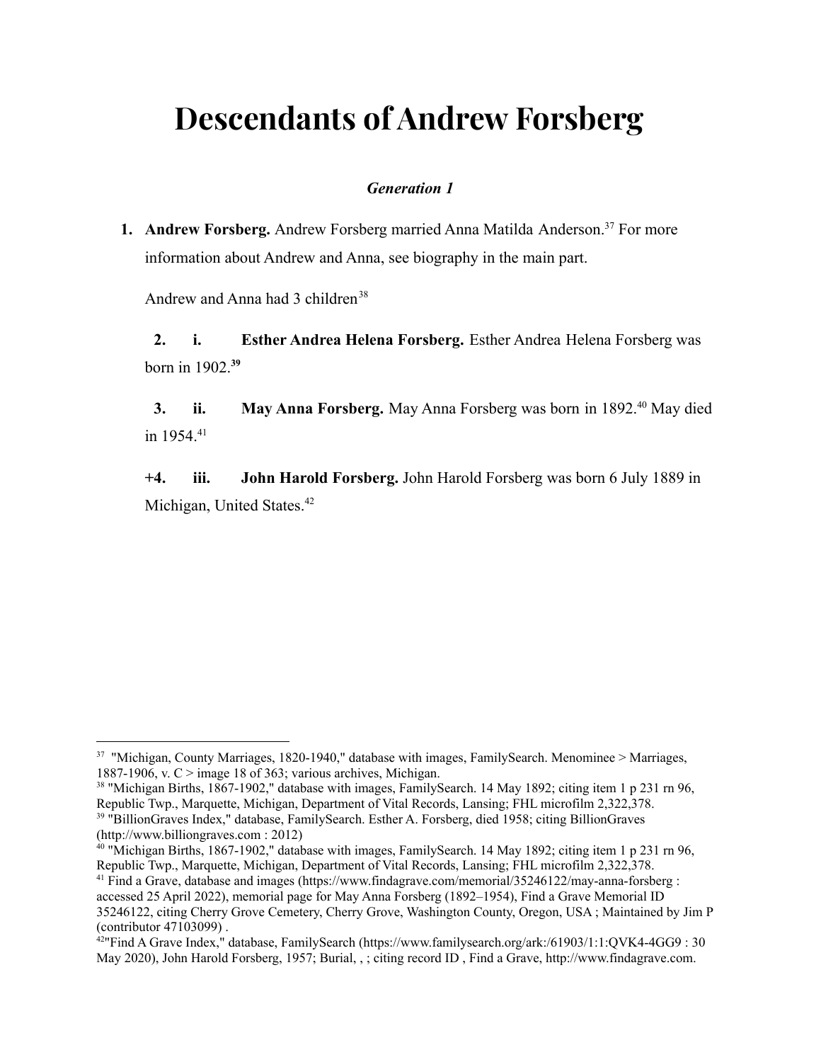# Descendants of Andrew Forsberg

***Generation 1***

1. **Andrew Forsberg.** Andrew Forsberg married Anna Matilda Anderson.[37] For more information about Andrew and Anna, see biography in the main part.

   Andrew and Anna had 3 children[38]

   **2. i. Esther Andrea Helena Forsberg.** Esther Andrea Helena Forsberg was born in 1902.[39]

   **3. ii. May Anna Forsberg.** May Anna Forsberg was born in 1892.[40] May died in 1954.[41]

   **+4. iii. John Harold Forsberg.** John Harold Forsberg was born 6 July 1889 in Michigan, United States.[42]

---

[37] "Michigan, County Marriages, 1820-1940," database with images, FamilySearch. Menominee > Marriages, 1887-1906, v. C > image 18 of 363; various archives, Michigan.

[38] "Michigan Births, 1867-1902," database with images, FamilySearch. 14 May 1892; citing item 1 p 231 rn 96, Republic Twp., Marquette, Michigan, Department of Vital Records, Lansing; FHL microfilm 2,322,378.

[39] "BillionGraves Index," database, FamilySearch. Esther A. Forsberg, died 1958; citing BillionGraves (http://www.billiongraves.com : 2012)

[40] "Michigan Births, 1867-1902," database with images, FamilySearch. 14 May 1892; citing item 1 p 231 rn 96, Republic Twp., Marquette, Michigan, Department of Vital Records, Lansing; FHL microfilm 2,322,378.

[41] Find a Grave, database and images (https://www.findagrave.com/memorial/35246122/may-anna-forsberg : accessed 25 April 2022), memorial page for May Anna Forsberg (1892–1954), Find a Grave Memorial ID 35246122, citing Cherry Grove Cemetery, Cherry Grove, Washington County, Oregon, USA ; Maintained by Jim P (contributor 47103099) .

[42] "Find A Grave Index," database, FamilySearch (https://www.familysearch.org/ark:/61903/1:1:QVK4-4GG9 : 30 May 2020), John Harold Forsberg, 1957; Burial, , ; citing record ID , Find a Grave, http://www.findagrave.com.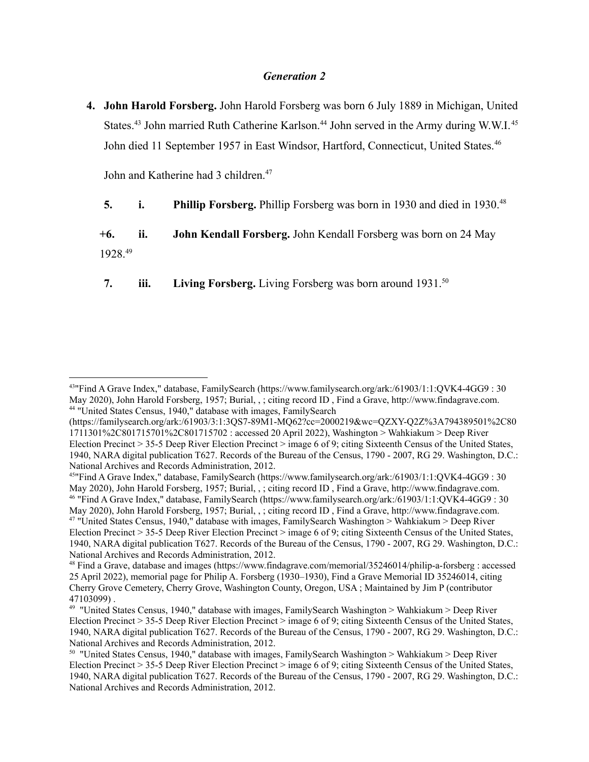## *Generation 2*

4. **John Harold Forsberg.** John Harold Forsberg was born 6 July 1889 in Michigan, United States.[43] John married Ruth Catherine Karlson.[44] John served in the Army during W.W.I.[45] John died 11 September 1957 in East Windsor, Hartford, Connecticut, United States.[46]

   John and Katherine had 3 children.[47]

   **5.** **i.** **Phillip Forsberg.** Phillip Forsberg was born in 1930 and died in 1930.[48]

   **+6.** **ii.** **John Kendall Forsberg.** John Kendall Forsberg was born on 24 May 1928.[49]

   **7.** **iii.** **Living Forsberg.** Living Forsberg was born around 1931.[50]

---

[43] "Find A Grave Index," database, FamilySearch (https://www.familysearch.org/ark:/61903/1:1:QVK4-4GG9 : 30 May 2020), John Harold Forsberg, 1957; Burial, , ; citing record ID , Find a Grave, http://www.findagrave.com.

[44] "United States Census, 1940," database with images, FamilySearch (https://familysearch.org/ark:/61903/3:1:3QS7-89M1-MQ62?cc=2000219&wc=QZXY-Q2Z%3A794389501%2C801711301%2C801715701%2C801715702 : accessed 20 April 2022), Washington > Wahkiakum > Deep River Election Precinct > 35-5 Deep River Election Precinct > image 6 of 9; citing Sixteenth Census of the United States, 1940, NARA digital publication T627. Records of the Bureau of the Census, 1790 - 2007, RG 29. Washington, D.C.: National Archives and Records Administration, 2012.

[45] "Find A Grave Index," database, FamilySearch (https://www.familysearch.org/ark:/61903/1:1:QVK4-4GG9 : 30 May 2020), John Harold Forsberg, 1957; Burial, , ; citing record ID , Find a Grave, http://www.findagrave.com.

[46] "Find A Grave Index," database, FamilySearch (https://www.familysearch.org/ark:/61903/1:1:QVK4-4GG9 : 30 May 2020), John Harold Forsberg, 1957; Burial, , ; citing record ID , Find a Grave, http://www.findagrave.com.

[47] "United States Census, 1940," database with images, FamilySearch Washington > Wahkiakum > Deep River Election Precinct > 35-5 Deep River Election Precinct > image 6 of 9; citing Sixteenth Census of the United States, 1940, NARA digital publication T627. Records of the Bureau of the Census, 1790 - 2007, RG 29. Washington, D.C.: National Archives and Records Administration, 2012.

[48] Find a Grave, database and images (https://www.findagrave.com/memorial/35246014/philip-a-forsberg : accessed 25 April 2022), memorial page for Philip A. Forsberg (1930–1930), Find a Grave Memorial ID 35246014, citing Cherry Grove Cemetery, Cherry Grove, Washington County, Oregon, USA ; Maintained by Jim P (contributor 47103099) .

[49] "United States Census, 1940," database with images, FamilySearch Washington > Wahkiakum > Deep River Election Precinct > 35-5 Deep River Election Precinct > image 6 of 9; citing Sixteenth Census of the United States, 1940, NARA digital publication T627. Records of the Bureau of the Census, 1790 - 2007, RG 29. Washington, D.C.: National Archives and Records Administration, 2012.

[50] "United States Census, 1940," database with images, FamilySearch Washington > Wahkiakum > Deep River Election Precinct > 35-5 Deep River Election Precinct > image 6 of 9; citing Sixteenth Census of the United States, 1940, NARA digital publication T627. Records of the Bureau of the Census, 1790 - 2007, RG 29. Washington, D.C.: National Archives and Records Administration, 2012.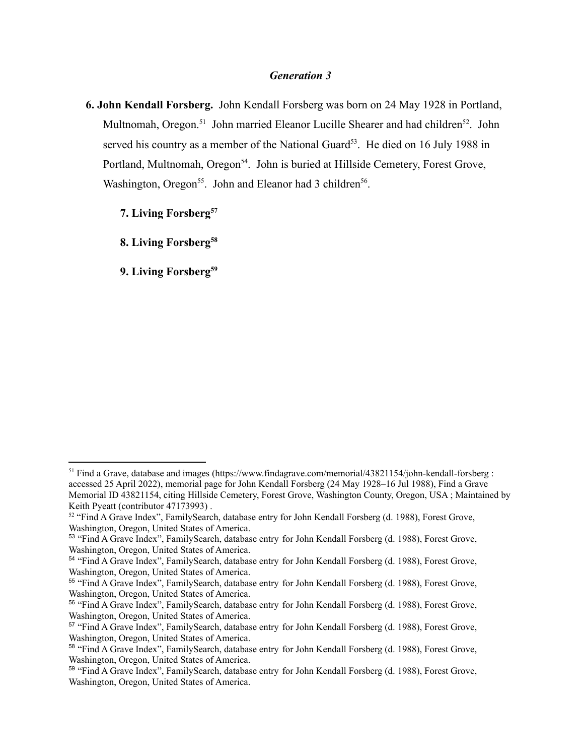### *Generation 3*

**6. John Kendall Forsberg.** John Kendall Forsberg was born on 24 May 1928 in Portland, Multnomah, Oregon.[51] John married Eleanor Lucille Shearer and had children[52]. John served his country as a member of the National Guard[53]. He died on 16 July 1988 in Portland, Multnomah, Oregon[54]. John is buried at Hillside Cemetery, Forest Grove, Washington, Oregon[55]. John and Eleanor had 3 children[56].

**7. Living Forsberg[57]**

**8. Living Forsberg[58]**

**9. Living Forsberg[59]**

---

[51] Find a Grave, database and images (https://www.findagrave.com/memorial/43821154/john-kendall-forsberg : accessed 25 April 2022), memorial page for John Kendall Forsberg (24 May 1928–16 Jul 1988), Find a Grave Memorial ID 43821154, citing Hillside Cemetery, Forest Grove, Washington County, Oregon, USA ; Maintained by Keith Pyeatt (contributor 47173993) .

[52] "Find A Grave Index", FamilySearch, database entry for John Kendall Forsberg (d. 1988), Forest Grove, Washington, Oregon, United States of America.

[53] "Find A Grave Index", FamilySearch, database entry for John Kendall Forsberg (d. 1988), Forest Grove, Washington, Oregon, United States of America.

[54] "Find A Grave Index", FamilySearch, database entry for John Kendall Forsberg (d. 1988), Forest Grove, Washington, Oregon, United States of America.

[55] "Find A Grave Index", FamilySearch, database entry for John Kendall Forsberg (d. 1988), Forest Grove, Washington, Oregon, United States of America.

[56] "Find A Grave Index", FamilySearch, database entry for John Kendall Forsberg (d. 1988), Forest Grove, Washington, Oregon, United States of America.

[57] "Find A Grave Index", FamilySearch, database entry for John Kendall Forsberg (d. 1988), Forest Grove, Washington, Oregon, United States of America.

[58] "Find A Grave Index", FamilySearch, database entry for John Kendall Forsberg (d. 1988), Forest Grove, Washington, Oregon, United States of America.

[59] "Find A Grave Index", FamilySearch, database entry for John Kendall Forsberg (d. 1988), Forest Grove, Washington, Oregon, United States of America.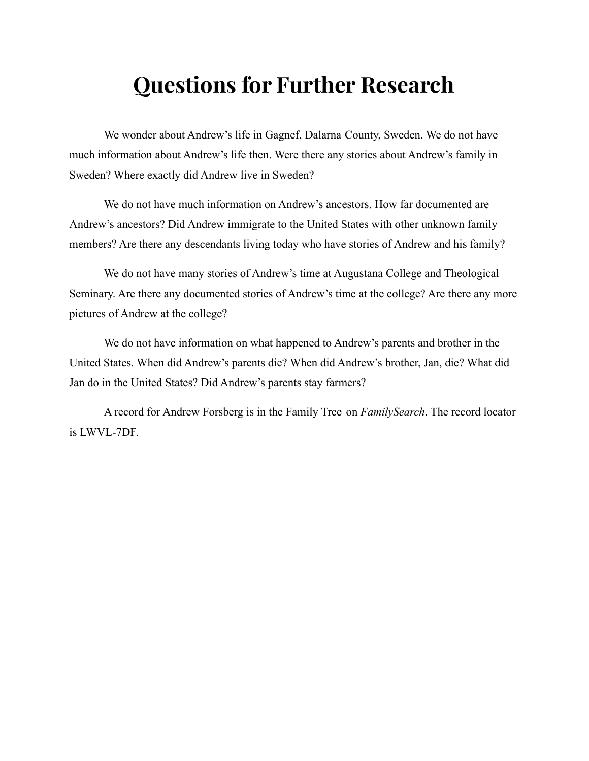# Questions for Further Research

We wonder about Andrew's life in Gagnef, Dalarna County, Sweden. We do not have much information about Andrew's life then. Were there any stories about Andrew's family in Sweden? Where exactly did Andrew live in Sweden?

We do not have much information on Andrew's ancestors. How far documented are Andrew's ancestors? Did Andrew immigrate to the United States with other unknown family members? Are there any descendants living today who have stories of Andrew and his family?

We do not have many stories of Andrew's time at Augustana College and Theological Seminary. Are there any documented stories of Andrew's time at the college? Are there any more pictures of Andrew at the college?

We do not have information on what happened to Andrew's parents and brother in the United States. When did Andrew's parents die? When did Andrew's brother, Jan, die? What did Jan do in the United States? Did Andrew's parents stay farmers?

A record for Andrew Forsberg is in the Family Tree on *FamilySearch*. The record locator is LWVL-7DF.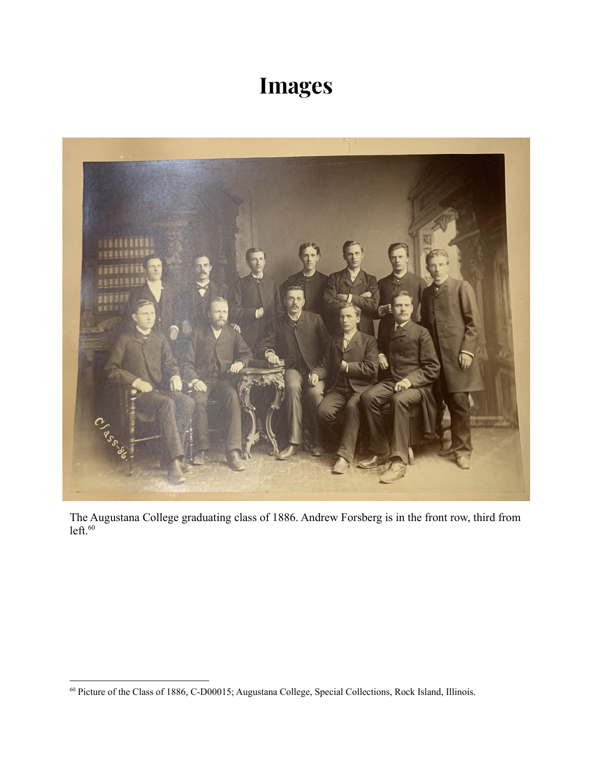# Images

The Augustana College graduating class of 1886. Andrew Forsberg is in the front row, third from left.[60]

[60] Picture of the Class of 1886, C-D00015; Augustana College, Special Collections, Rock Island, Illinois.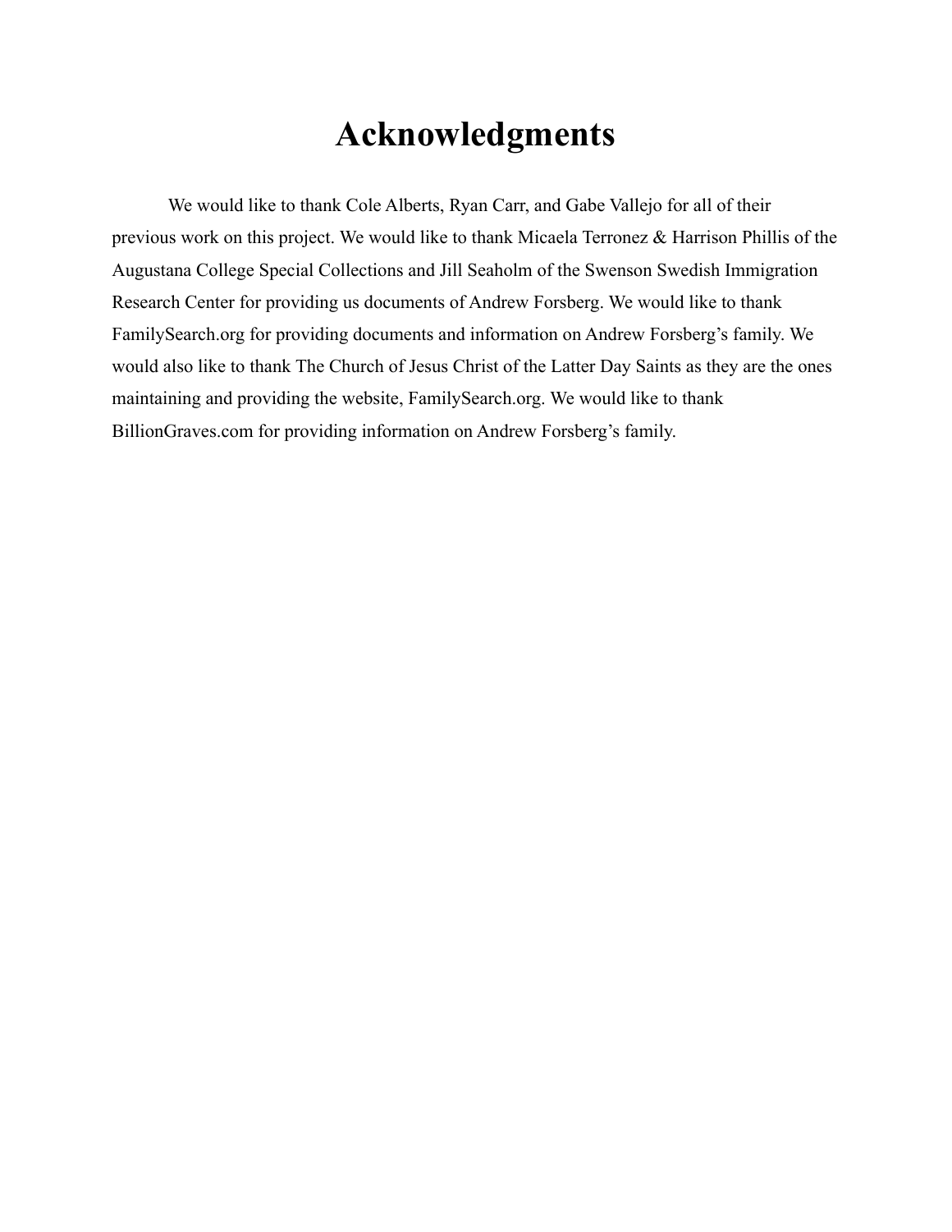# Acknowledgments

We would like to thank Cole Alberts, Ryan Carr, and Gabe Vallejo for all of their previous work on this project. We would like to thank Micaela Terronez & Harrison Phillis of the Augustana College Special Collections and Jill Seaholm of the Swenson Swedish Immigration Research Center for providing us documents of Andrew Forsberg. We would like to thank FamilySearch.org for providing documents and information on Andrew Forsberg's family. We would also like to thank The Church of Jesus Christ of the Latter Day Saints as they are the ones maintaining and providing the website, FamilySearch.org. We would like to thank BillionGraves.com for providing information on Andrew Forsberg's family.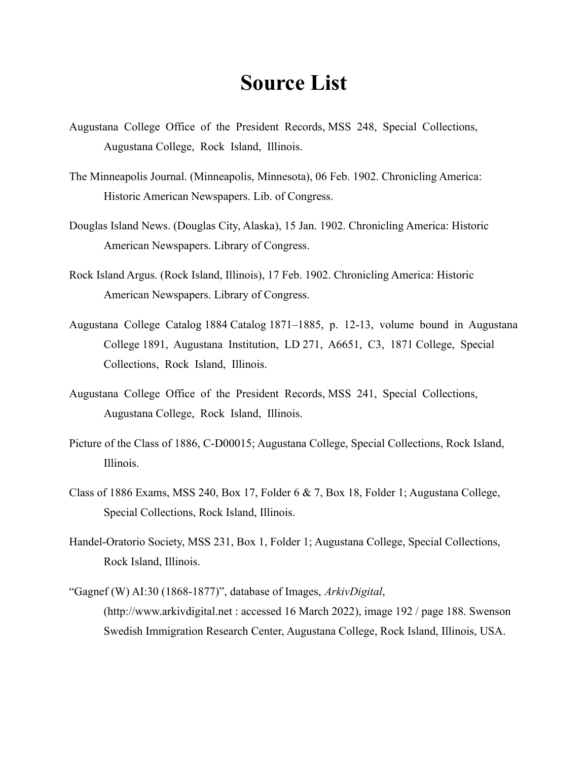# Source List

Augustana College Office of the President Records, MSS 248, Special Collections, Augustana College, Rock Island, Illinois.

The Minneapolis Journal. (Minneapolis, Minnesota), 06 Feb. 1902. Chronicling America: Historic American Newspapers. Lib. of Congress.

Douglas Island News. (Douglas City, Alaska), 15 Jan. 1902. Chronicling America: Historic American Newspapers. Library of Congress.

Rock Island Argus. (Rock Island, Illinois), 17 Feb. 1902. Chronicling America: Historic American Newspapers. Library of Congress.

Augustana College Catalog 1884 Catalog 1871–1885, p. 12-13, volume bound in Augustana College 1891, Augustana Institution, LD 271, A6651, C3, 1871 College, Special Collections, Rock Island, Illinois.

Augustana College Office of the President Records, MSS 241, Special Collections, Augustana College, Rock Island, Illinois.

Picture of the Class of 1886, C-D00015; Augustana College, Special Collections, Rock Island, Illinois.

Class of 1886 Exams, MSS 240, Box 17, Folder 6 & 7, Box 18, Folder 1; Augustana College, Special Collections, Rock Island, Illinois.

Handel-Oratorio Society, MSS 231, Box 1, Folder 1; Augustana College, Special Collections, Rock Island, Illinois.

"Gagnef (W) AI:30 (1868-1877)", database of Images, *ArkivDigital*, (http://www.arkivdigital.net : accessed 16 March 2022), image 192 / page 188. Swenson Swedish Immigration Research Center, Augustana College, Rock Island, Illinois, USA.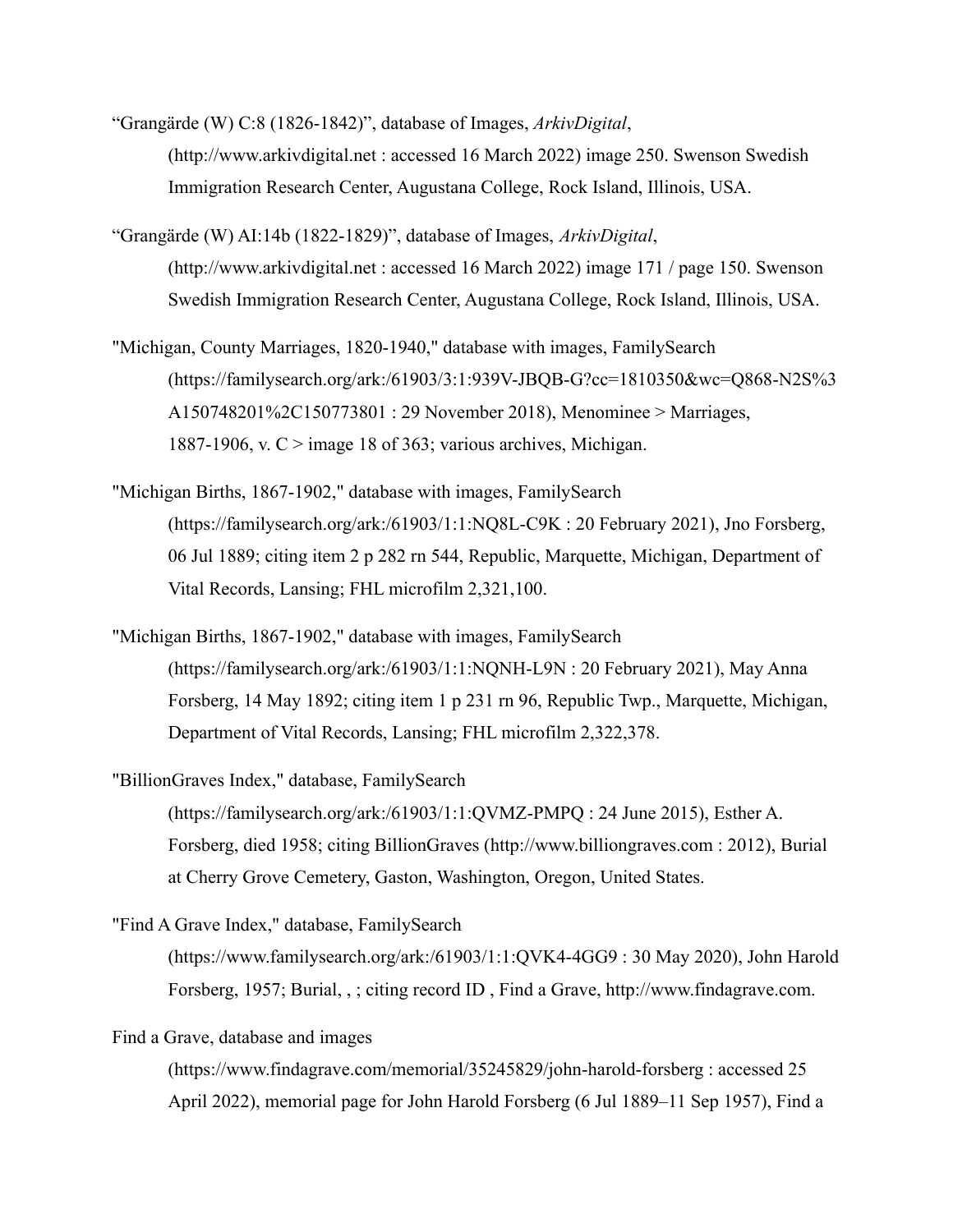“Grangärde (W) C:8 (1826-1842)”, database of Images, *ArkivDigital*, (http://www.arkivdigital.net : accessed 16 March 2022) image 250. Swenson Swedish Immigration Research Center, Augustana College, Rock Island, Illinois, USA.

“Grangärde (W) AI:14b (1822-1829)”, database of Images, *ArkivDigital*, (http://www.arkivdigital.net : accessed 16 March 2022) image 171 / page 150. Swenson Swedish Immigration Research Center, Augustana College, Rock Island, Illinois, USA.

"Michigan, County Marriages, 1820-1940," database with images, FamilySearch (https://familysearch.org/ark:/61903/3:1:939V-JBQB-G?cc=1810350&wc=Q868-N2S%3A150748201%2C150773801 : 29 November 2018), Menominee > Marriages, 1887-1906, v. C > image 18 of 363; various archives, Michigan.

"Michigan Births, 1867-1902," database with images, FamilySearch (https://familysearch.org/ark:/61903/1:1:NQ8L-C9K : 20 February 2021), Jno Forsberg, 06 Jul 1889; citing item 2 p 282 rn 544, Republic, Marquette, Michigan, Department of Vital Records, Lansing; FHL microfilm 2,321,100.

"Michigan Births, 1867-1902," database with images, FamilySearch (https://familysearch.org/ark:/61903/1:1:NQNH-L9N : 20 February 2021), May Anna Forsberg, 14 May 1892; citing item 1 p 231 rn 96, Republic Twp., Marquette, Michigan, Department of Vital Records, Lansing; FHL microfilm 2,322,378.

"BillionGraves Index," database, FamilySearch (https://familysearch.org/ark:/61903/1:1:QVMZ-PMPQ : 24 June 2015), Esther A. Forsberg, died 1958; citing BillionGraves (http://www.billiongraves.com : 2012), Burial at Cherry Grove Cemetery, Gaston, Washington, Oregon, United States.

"Find A Grave Index," database, FamilySearch (https://www.familysearch.org/ark:/61903/1:1:QVK4-4GG9 : 30 May 2020), John Harold Forsberg, 1957; Burial, , ; citing record ID , Find a Grave, http://www.findagrave.com.

Find a Grave, database and images (https://www.findagrave.com/memorial/35245829/john-harold-forsberg : accessed 25 April 2022), memorial page for John Harold Forsberg (6 Jul 1889–11 Sep 1957), Find a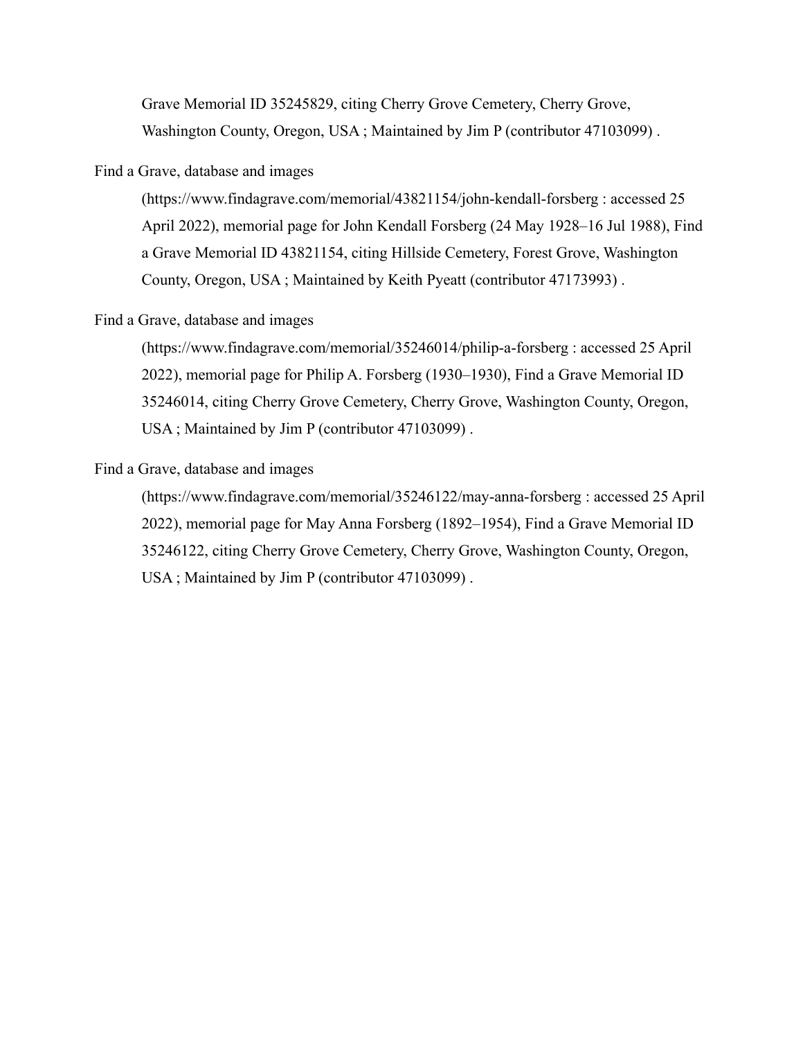Grave Memorial ID 35245829, citing Cherry Grove Cemetery, Cherry Grove, Washington County, Oregon, USA ; Maintained by Jim P (contributor 47103099) .

Find a Grave, database and images (https://www.findagrave.com/memorial/43821154/john-kendall-forsberg : accessed 25 April 2022), memorial page for John Kendall Forsberg (24 May 1928–16 Jul 1988), Find a Grave Memorial ID 43821154, citing Hillside Cemetery, Forest Grove, Washington County, Oregon, USA ; Maintained by Keith Pyeatt (contributor 47173993) .

Find a Grave, database and images (https://www.findagrave.com/memorial/35246014/philip-a-forsberg : accessed 25 April 2022), memorial page for Philip A. Forsberg (1930–1930), Find a Grave Memorial ID 35246014, citing Cherry Grove Cemetery, Cherry Grove, Washington County, Oregon, USA ; Maintained by Jim P (contributor 47103099) .

Find a Grave, database and images (https://www.findagrave.com/memorial/35246122/may-anna-forsberg : accessed 25 April 2022), memorial page for May Anna Forsberg (1892–1954), Find a Grave Memorial ID 35246122, citing Cherry Grove Cemetery, Cherry Grove, Washington County, Oregon, USA ; Maintained by Jim P (contributor 47103099) .